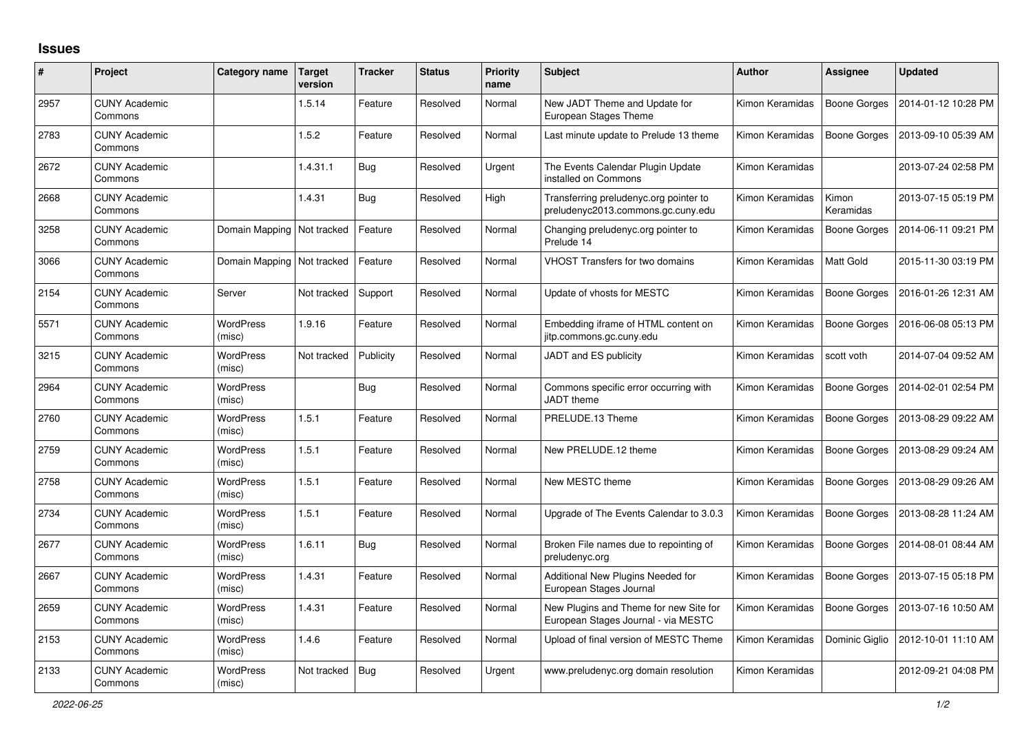## Issues

| # | Project | Category name | Target version | Tracker | Status | Priority name | Subject | Author | Assignee | Updated |
|---|---|---|---|---|---|---|---|---|---|---|
| 2957 | CUNY Academic Commons | | 1.5.14 | Feature | Resolved | Normal | New JADT Theme and Update for European Stages Theme | Kimon Keramidas | Boone Gorges | 2014-01-12 10:28 PM |
| 2783 | CUNY Academic Commons | | 1.5.2 | Feature | Resolved | Normal | Last minute update to Prelude 13 theme | Kimon Keramidas | Boone Gorges | 2013-09-10 05:39 AM |
| 2672 | CUNY Academic Commons | | 1.4.31.1 | Bug | Resolved | Urgent | The Events Calendar Plugin Update installed on Commons | Kimon Keramidas | | 2013-07-24 02:58 PM |
| 2668 | CUNY Academic Commons | | 1.4.31 | Bug | Resolved | High | Transferring preludenyc.org pointer to preludenyc2013.commons.gc.cuny.edu | Kimon Keramidas | Kimon Keramidas | 2013-07-15 05:19 PM |
| 3258 | CUNY Academic Commons | Domain Mapping | Not tracked | Feature | Resolved | Normal | Changing preludenyc.org pointer to Prelude 14 | Kimon Keramidas | Boone Gorges | 2014-06-11 09:21 PM |
| 3066 | CUNY Academic Commons | Domain Mapping | Not tracked | Feature | Resolved | Normal | VHOST Transfers for two domains | Kimon Keramidas | Matt Gold | 2015-11-30 03:19 PM |
| 2154 | CUNY Academic Commons | Server | Not tracked | Support | Resolved | Normal | Update of vhosts for MESTC | Kimon Keramidas | Boone Gorges | 2016-01-26 12:31 AM |
| 5571 | CUNY Academic Commons | WordPress (misc) | 1.9.16 | Feature | Resolved | Normal | Embedding iframe of HTML content on jitp.commons.gc.cuny.edu | Kimon Keramidas | Boone Gorges | 2016-06-08 05:13 PM |
| 3215 | CUNY Academic Commons | WordPress (misc) | Not tracked | Publicity | Resolved | Normal | JADT and ES publicity | Kimon Keramidas | scott voth | 2014-07-04 09:52 AM |
| 2964 | CUNY Academic Commons | WordPress (misc) | | Bug | Resolved | Normal | Commons specific error occurring with JADT theme | Kimon Keramidas | Boone Gorges | 2014-02-01 02:54 PM |
| 2760 | CUNY Academic Commons | WordPress (misc) | 1.5.1 | Feature | Resolved | Normal | PRELUDE.13 Theme | Kimon Keramidas | Boone Gorges | 2013-08-29 09:22 AM |
| 2759 | CUNY Academic Commons | WordPress (misc) | 1.5.1 | Feature | Resolved | Normal | New PRELUDE.12 theme | Kimon Keramidas | Boone Gorges | 2013-08-29 09:24 AM |
| 2758 | CUNY Academic Commons | WordPress (misc) | 1.5.1 | Feature | Resolved | Normal | New MESTC theme | Kimon Keramidas | Boone Gorges | 2013-08-29 09:26 AM |
| 2734 | CUNY Academic Commons | WordPress (misc) | 1.5.1 | Feature | Resolved | Normal | Upgrade of The Events Calendar to 3.0.3 | Kimon Keramidas | Boone Gorges | 2013-08-28 11:24 AM |
| 2677 | CUNY Academic Commons | WordPress (misc) | 1.6.11 | Bug | Resolved | Normal | Broken File names due to repointing of preludenyc.org | Kimon Keramidas | Boone Gorges | 2014-08-01 08:44 AM |
| 2667 | CUNY Academic Commons | WordPress (misc) | 1.4.31 | Feature | Resolved | Normal | Additional New Plugins Needed for European Stages Journal | Kimon Keramidas | Boone Gorges | 2013-07-15 05:18 PM |
| 2659 | CUNY Academic Commons | WordPress (misc) | 1.4.31 | Feature | Resolved | Normal | New Plugins and Theme for new Site for European Stages Journal - via MESTC | Kimon Keramidas | Boone Gorges | 2013-07-16 10:50 AM |
| 2153 | CUNY Academic Commons | WordPress (misc) | 1.4.6 | Feature | Resolved | Normal | Upload of final version of MESTC Theme | Kimon Keramidas | Dominic Giglio | 2012-10-01 11:10 AM |
| 2133 | CUNY Academic Commons | WordPress (misc) | Not tracked | Bug | Resolved | Urgent | www.preludenyc.org domain resolution | Kimon Keramidas | | 2012-09-21 04:08 PM |

2022-06-25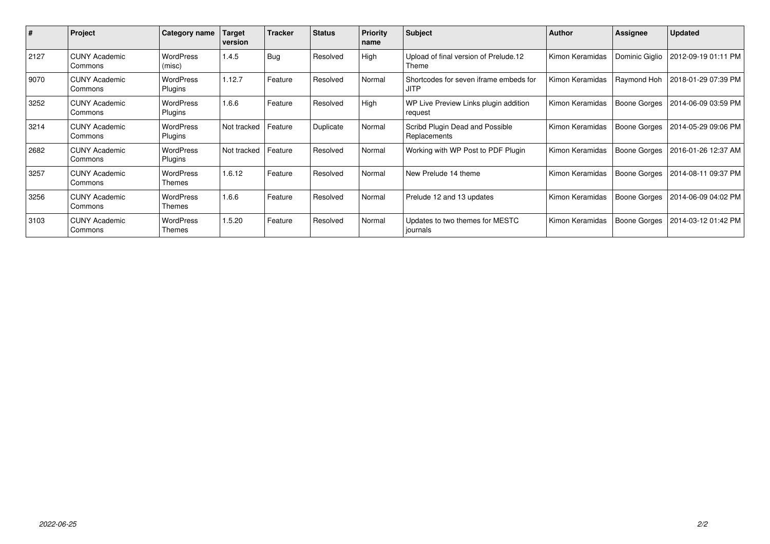| # | Project | Category name | Target version | Tracker | Status | Priority name | Subject | Author | Assignee | Updated |
|---|---|---|---|---|---|---|---|---|---|---|
| 2127 | CUNY Academic Commons | WordPress (misc) | 1.4.5 | Bug | Resolved | High | Upload of final version of Prelude.12 Theme | Kimon Keramidas | Dominic Giglio | 2012-09-19 01:11 PM |
| 9070 | CUNY Academic Commons | WordPress Plugins | 1.12.7 | Feature | Resolved | Normal | Shortcodes for seven iframe embeds for JITP | Kimon Keramidas | Raymond Hoh | 2018-01-29 07:39 PM |
| 3252 | CUNY Academic Commons | WordPress Plugins | 1.6.6 | Feature | Resolved | High | WP Live Preview Links plugin addition request | Kimon Keramidas | Boone Gorges | 2014-06-09 03:59 PM |
| 3214 | CUNY Academic Commons | WordPress Plugins | Not tracked | Feature | Duplicate | Normal | Scribd Plugin Dead and Possible Replacements | Kimon Keramidas | Boone Gorges | 2014-05-29 09:06 PM |
| 2682 | CUNY Academic Commons | WordPress Plugins | Not tracked | Feature | Resolved | Normal | Working with WP Post to PDF Plugin | Kimon Keramidas | Boone Gorges | 2016-01-26 12:37 AM |
| 3257 | CUNY Academic Commons | WordPress Themes | 1.6.12 | Feature | Resolved | Normal | New Prelude 14 theme | Kimon Keramidas | Boone Gorges | 2014-08-11 09:37 PM |
| 3256 | CUNY Academic Commons | WordPress Themes | 1.6.6 | Feature | Resolved | Normal | Prelude 12 and 13 updates | Kimon Keramidas | Boone Gorges | 2014-06-09 04:02 PM |
| 3103 | CUNY Academic Commons | WordPress Themes | 1.5.20 | Feature | Resolved | Normal | Updates to two themes for MESTC journals | Kimon Keramidas | Boone Gorges | 2014-03-12 01:42 PM |

2022-06-25